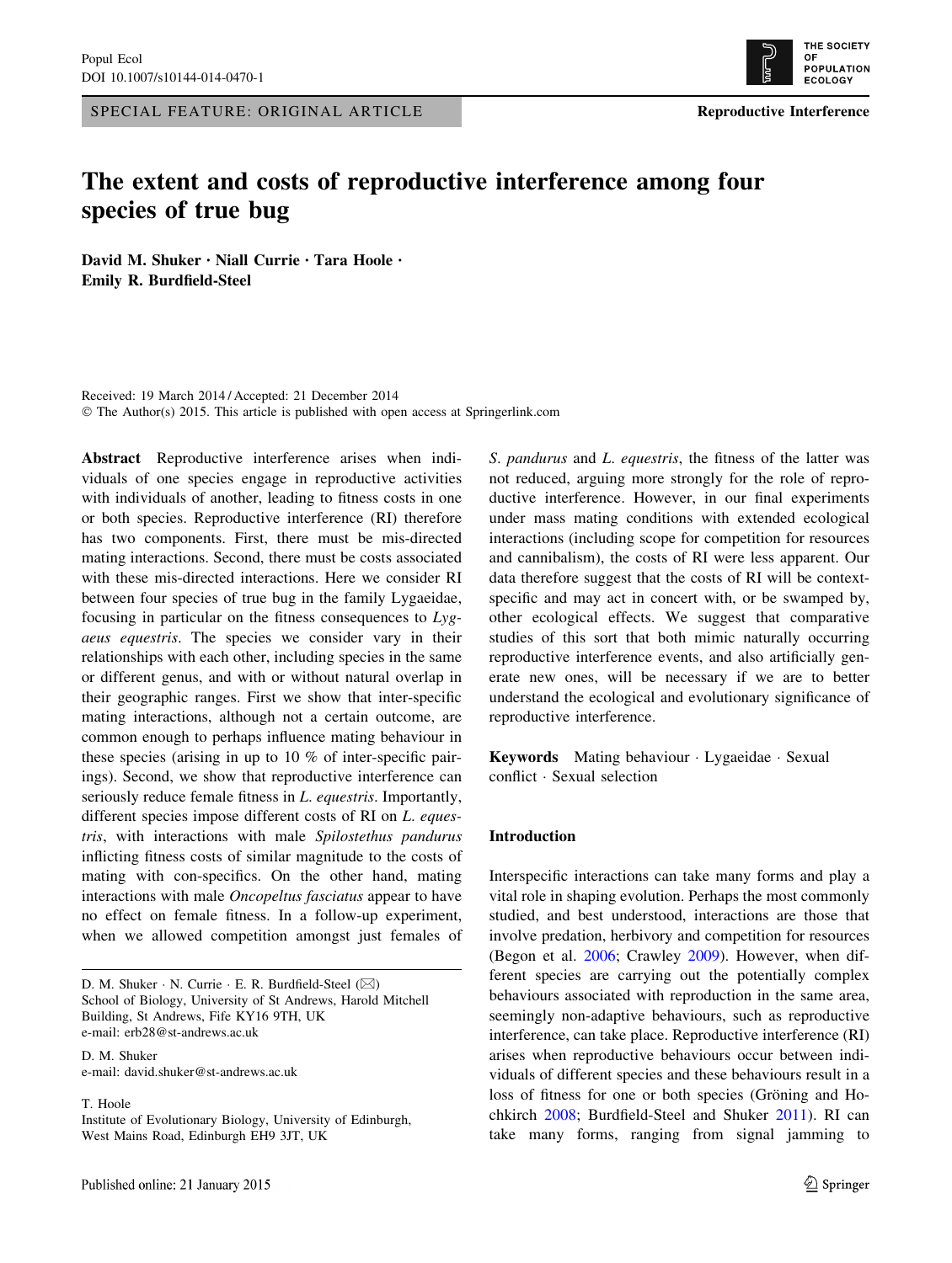SPECIAL FEATURE: ORIGINAL ARTICLE

Reproductive Interference

# The extent and costs of reproductive interference among four species of true bug

**David M. Shuker · Niall Currie · Tara Hoole · Emily R. Burdfield-Steel**

Received: 19 March 2014 / Accepted: 21 December 2014
© The Author(s) 2015. This article is published with open access at Springerlink.com

**Abstract** Reproductive interference arises when individuals of one species engage in reproductive activities with individuals of another, leading to fitness costs in one or both species. Reproductive interference (RI) therefore has two components. First, there must be mis-directed mating interactions. Second, there must be costs associated with these mis-directed interactions. Here we consider RI between four species of true bug in the family Lygaeidae, focusing in particular on the fitness consequences to *Lygaeus equestris*. The species we consider vary in their relationships with each other, including species in the same or different genus, and with or without natural overlap in their geographic ranges. First we show that inter-specific mating interactions, although not a certain outcome, are common enough to perhaps influence mating behaviour in these species (arising in up to 10 % of inter-specific pairings). Second, we show that reproductive interference can seriously reduce female fitness in *L. equestris*. Importantly, different species impose different costs of RI on *L. equestris*, with interactions with male *Spilostethus pandurus* inflicting fitness costs of similar magnitude to the costs of mating with con-specifics. On the other hand, mating interactions with male *Oncopeltus fasciatus* appear to have no effect on female fitness. In a follow-up experiment, when we allowed competition amongst just females of *S. pandurus* and *L. equestris*, the fitness of the latter was not reduced, arguing more strongly for the role of reproductive interference. However, in our final experiments under mass mating conditions with extended ecological interactions (including scope for competition for resources and cannibalism), the costs of RI were less apparent. Our data therefore suggest that the costs of RI will be context-specific and may act in concert with, or be swamped by, other ecological effects. We suggest that comparative studies of this sort that both mimic naturally occurring reproductive interference events, and also artificially generate new ones, will be necessary if we are to better understand the ecological and evolutionary significance of reproductive interference.

**Keywords** Mating behaviour · Lygaeidae · Sexual conflict · Sexual selection

D. M. Shuker · N. Currie · E. R. Burdfield-Steel (✉)
School of Biology, University of St Andrews, Harold Mitchell Building, St Andrews, Fife KY16 9TH, UK
e-mail: erb28@st-andrews.ac.uk

D. M. Shuker
e-mail: david.shuker@st-andrews.ac.uk

T. Hoole
Institute of Evolutionary Biology, University of Edinburgh, West Mains Road, Edinburgh EH9 3JT, UK

## Introduction

Interspecific interactions can take many forms and play a vital role in shaping evolution. Perhaps the most commonly studied, and best understood, interactions are those that involve predation, herbivory and competition for resources (Begon et al. 2006; Crawley 2009). However, when different species are carrying out the potentially complex behaviours associated with reproduction in the same area, seemingly non-adaptive behaviours, such as reproductive interference, can take place. Reproductive interference (RI) arises when reproductive behaviours occur between individuals of different species and these behaviours result in a loss of fitness for one or both species (Gröning and Hochkirch 2008; Burdfield-Steel and Shuker 2011). RI can take many forms, ranging from signal jamming to

Published online: 21 January 2015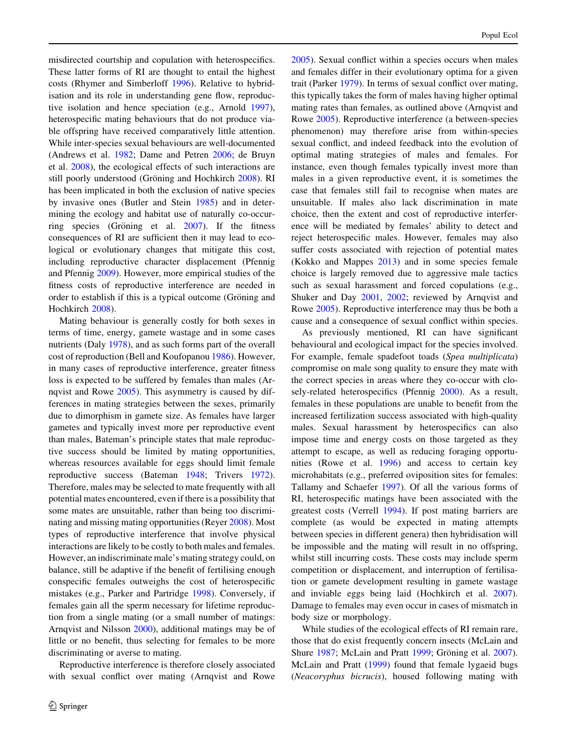misdirected courtship and copulation with heterospecifics. These latter forms of RI are thought to entail the highest costs (Rhymer and Simberloff 1996). Relative to hybridisation and its role in understanding gene flow, reproductive isolation and hence speciation (e.g., Arnold 1997), heterospecific mating behaviours that do not produce viable offspring have received comparatively little attention. While inter-species sexual behaviours are well-documented (Andrews et al. 1982; Dame and Petren 2006; de Bruyn et al. 2008), the ecological effects of such interactions are still poorly understood (Gröning and Hochkirch 2008). RI has been implicated in both the exclusion of native species by invasive ones (Butler and Stein 1985) and in determining the ecology and habitat use of naturally co-occurring species (Gröning et al. 2007). If the fitness consequences of RI are sufficient then it may lead to ecological or evolutionary changes that mitigate this cost, including reproductive character displacement (Pfennig and Pfennig 2009). However, more empirical studies of the fitness costs of reproductive interference are needed in order to establish if this is a typical outcome (Gröning and Hochkirch 2008).

Mating behaviour is generally costly for both sexes in terms of time, energy, gamete wastage and in some cases nutrients (Daly 1978), and as such forms part of the overall cost of reproduction (Bell and Koufopanou 1986). However, in many cases of reproductive interference, greater fitness loss is expected to be suffered by females than males (Arnqvist and Rowe 2005). This asymmetry is caused by differences in mating strategies between the sexes, primarily due to dimorphism in gamete size. As females have larger gametes and typically invest more per reproductive event than males, Bateman's principle states that male reproductive success should be limited by mating opportunities, whereas resources available for eggs should limit female reproductive success (Bateman 1948; Trivers 1972). Therefore, males may be selected to mate frequently with all potential mates encountered, even if there is a possibility that some mates are unsuitable, rather than being too discriminating and missing mating opportunities (Reyer 2008). Most types of reproductive interference that involve physical interactions are likely to be costly to both males and females. However, an indiscriminate male's mating strategy could, on balance, still be adaptive if the benefit of fertilising enough conspecific females outweighs the cost of heterospecific mistakes (e.g., Parker and Partridge 1998). Conversely, if females gain all the sperm necessary for lifetime reproduction from a single mating (or a small number of matings: Arnqvist and Nilsson 2000), additional matings may be of little or no benefit, thus selecting for females to be more discriminating or averse to mating.

Reproductive interference is therefore closely associated with sexual conflict over mating (Arnqvist and Rowe 2005). Sexual conflict within a species occurs when males and females differ in their evolutionary optima for a given trait (Parker 1979). In terms of sexual conflict over mating, this typically takes the form of males having higher optimal mating rates than females, as outlined above (Arnqvist and Rowe 2005). Reproductive interference (a between-species phenomenon) may therefore arise from within-species sexual conflict, and indeed feedback into the evolution of optimal mating strategies of males and females. For instance, even though females typically invest more than males in a given reproductive event, it is sometimes the case that females still fail to recognise when mates are unsuitable. If males also lack discrimination in mate choice, then the extent and cost of reproductive interference will be mediated by females' ability to detect and reject heterospecific males. However, females may also suffer costs associated with rejection of potential mates (Kokko and Mappes 2013) and in some species female choice is largely removed due to aggressive male tactics such as sexual harassment and forced copulations (e.g., Shuker and Day 2001, 2002; reviewed by Arnqvist and Rowe 2005). Reproductive interference may thus be both a cause and a consequence of sexual conflict within species.

As previously mentioned, RI can have significant behavioural and ecological impact for the species involved. For example, female spadefoot toads (*Spea multiplicata*) compromise on male song quality to ensure they mate with the correct species in areas where they co-occur with closely-related heterospecifics (Pfennig 2000). As a result, females in these populations are unable to benefit from the increased fertilization success associated with high-quality males. Sexual harassment by heterospecifics can also impose time and energy costs on those targeted as they attempt to escape, as well as reducing foraging opportunities (Rowe et al. 1996) and access to certain key microhabitats (e.g., preferred oviposition sites for females: Tallamy and Schaefer 1997). Of all the various forms of RI, heterospecific matings have been associated with the greatest costs (Verrell 1994). If post mating barriers are complete (as would be expected in mating attempts between species in different genera) then hybridisation will be impossible and the mating will result in no offspring, whilst still incurring costs. These costs may include sperm competition or displacement, and interruption of fertilisation or gamete development resulting in gamete wastage and inviable eggs being laid (Hochkirch et al. 2007). Damage to females may even occur in cases of mismatch in body size or morphology.

While studies of the ecological effects of RI remain rare, those that do exist frequently concern insects (McLain and Shure 1987; McLain and Pratt 1999; Gröning et al. 2007). McLain and Pratt (1999) found that female lygaeid bugs (*Neacoryphus bicrucis*), housed following mating with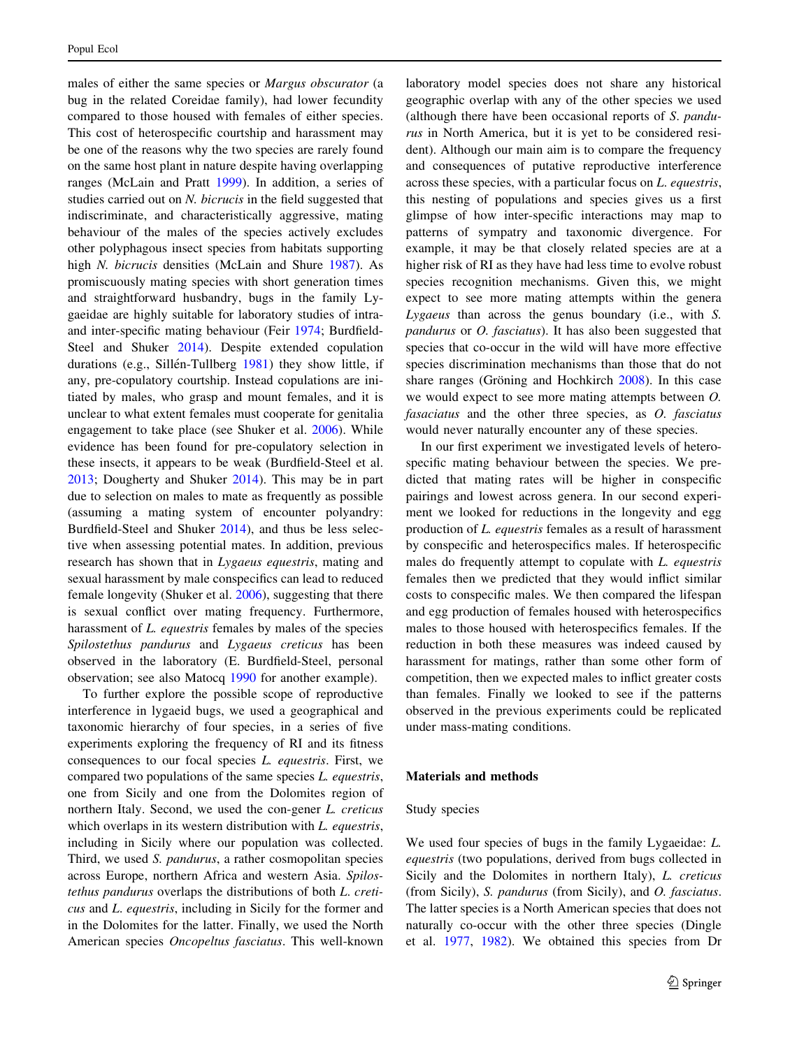males of either the same species or *Margus obscurator* (a bug in the related Coreidae family), had lower fecundity compared to those housed with females of either species. This cost of heterospecific courtship and harassment may be one of the reasons why the two species are rarely found on the same host plant in nature despite having overlapping ranges (McLain and Pratt 1999). In addition, a series of studies carried out on *N. bicrucis* in the field suggested that indiscriminate, and characteristically aggressive, mating behaviour of the males of the species actively excludes other polyphagous insect species from habitats supporting high *N. bicrucis* densities (McLain and Shure 1987). As promiscuously mating species with short generation times and straightforward husbandry, bugs in the family Lygaeidae are highly suitable for laboratory studies of intra- and inter-specific mating behaviour (Feir 1974; Burdfield-Steel and Shuker 2014). Despite extended copulation durations (e.g., Sillén-Tullberg 1981) they show little, if any, pre-copulatory courtship. Instead copulations are initiated by males, who grasp and mount females, and it is unclear to what extent females must cooperate for genitalia engagement to take place (see Shuker et al. 2006). While evidence has been found for pre-copulatory selection in these insects, it appears to be weak (Burdfield-Steel et al. 2013; Dougherty and Shuker 2014). This may be in part due to selection on males to mate as frequently as possible (assuming a mating system of encounter polyandry: Burdfield-Steel and Shuker 2014), and thus be less selective when assessing potential mates. In addition, previous research has shown that in *Lygaeus equestris*, mating and sexual harassment by male conspecifics can lead to reduced female longevity (Shuker et al. 2006), suggesting that there is sexual conflict over mating frequency. Furthermore, harassment of *L. equestris* females by males of the species *Spilostethus pandurus* and *Lygaeus creticus* has been observed in the laboratory (E. Burdfield-Steel, personal observation; see also Matocq 1990 for another example).

To further explore the possible scope of reproductive interference in lygaeid bugs, we used a geographical and taxonomic hierarchy of four species, in a series of five experiments exploring the frequency of RI and its fitness consequences to our focal species *L. equestris*. First, we compared two populations of the same species *L. equestris*, one from Sicily and one from the Dolomites region of northern Italy. Second, we used the con-gener *L. creticus* which overlaps in its western distribution with *L. equestris*, including in Sicily where our population was collected. Third, we used *S. pandurus*, a rather cosmopolitan species across Europe, northern Africa and western Asia. *Spilostethus pandurus* overlaps the distributions of both *L. creticus* and *L. equestris*, including in Sicily for the former and in the Dolomites for the latter. Finally, we used the North American species *Oncopeltus fasciatus*. This well-known laboratory model species does not share any historical geographic overlap with any of the other species we used (although there have been occasional reports of *S. pandurus* in North America, but it is yet to be considered resident). Although our main aim is to compare the frequency and consequences of putative reproductive interference across these species, with a particular focus on *L. equestris*, this nesting of populations and species gives us a first glimpse of how inter-specific interactions may map to patterns of sympatry and taxonomic divergence. For example, it may be that closely related species are at a higher risk of RI as they have had less time to evolve robust species recognition mechanisms. Given this, we might expect to see more mating attempts within the genera *Lygaeus* than across the genus boundary (i.e., with *S. pandurus* or *O. fasciatus*). It has also been suggested that species that co-occur in the wild will have more effective species discrimination mechanisms than those that do not share ranges (Gröning and Hochkirch 2008). In this case we would expect to see more mating attempts between *O. fasaciatus* and the other three species, as *O. fasciatus* would never naturally encounter any of these species.

In our first experiment we investigated levels of heterospecific mating behaviour between the species. We predicted that mating rates will be higher in conspecific pairings and lowest across genera. In our second experiment we looked for reductions in the longevity and egg production of *L. equestris* females as a result of harassment by conspecific and heterospecifics males. If heterospecific males do frequently attempt to copulate with *L. equestris* females then we predicted that they would inflict similar costs to conspecific males. We then compared the lifespan and egg production of females housed with heterospecifics males to those housed with heterospecifics females. If the reduction in both these measures was indeed caused by harassment for matings, rather than some other form of competition, then we expected males to inflict greater costs than females. Finally we looked to see if the patterns observed in the previous experiments could be replicated under mass-mating conditions.

## Materials and methods

### Study species

We used four species of bugs in the family Lygaeidae: *L. equestris* (two populations, derived from bugs collected in Sicily and the Dolomites in northern Italy), *L. creticus* (from Sicily), *S. pandurus* (from Sicily), and *O. fasciatus*. The latter species is a North American species that does not naturally co-occur with the other three species (Dingle et al. 1977, 1982). We obtained this species from Dr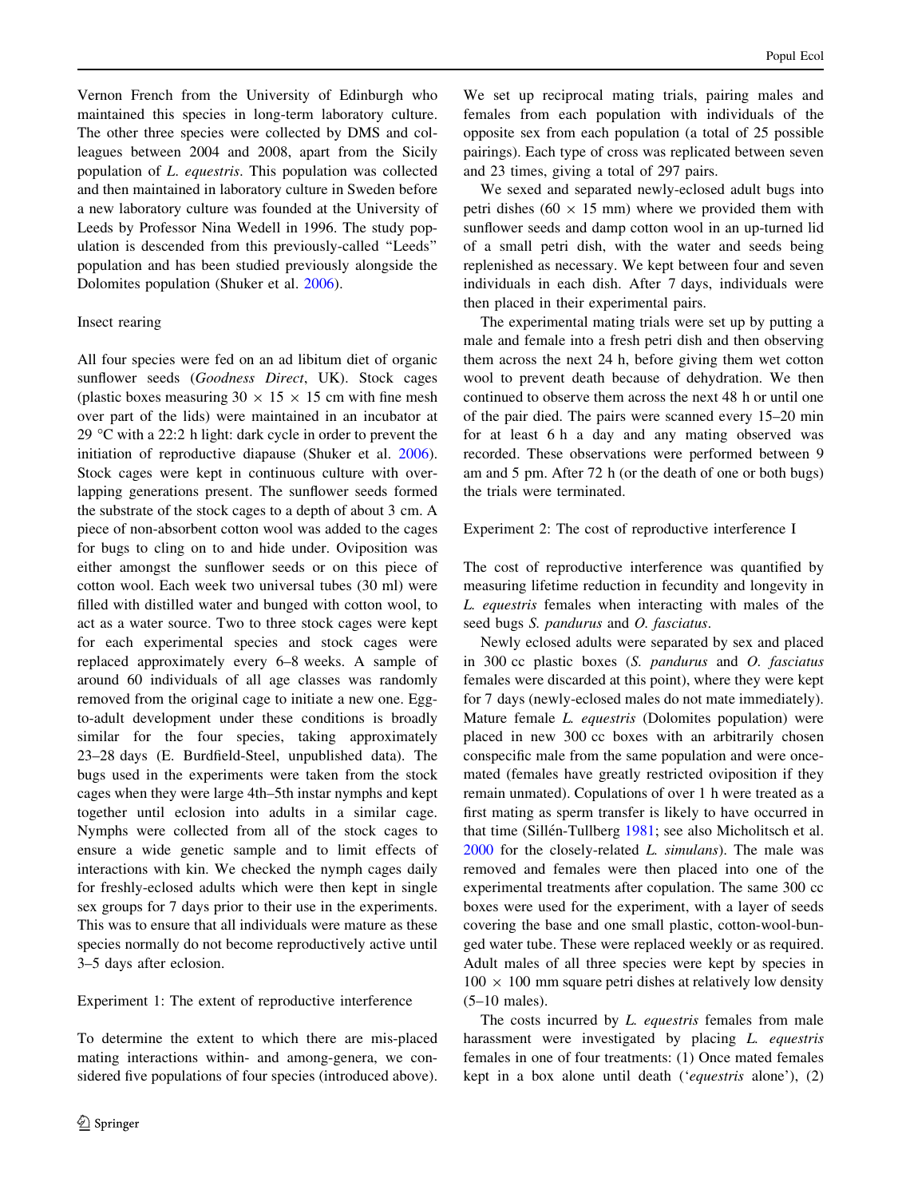Vernon French from the University of Edinburgh who maintained this species in long-term laboratory culture. The other three species were collected by DMS and colleagues between 2004 and 2008, apart from the Sicily population of *L. equestris*. This population was collected and then maintained in laboratory culture in Sweden before a new laboratory culture was founded at the University of Leeds by Professor Nina Wedell in 1996. The study population is descended from this previously-called "Leeds" population and has been studied previously alongside the Dolomites population (Shuker et al. 2006).

## Insect rearing

All four species were fed on an ad libitum diet of organic sunflower seeds (*Goodness Direct*, UK). Stock cages (plastic boxes measuring 30 × 15 × 15 cm with fine mesh over part of the lids) were maintained in an incubator at 29 °C with a 22:2 h light: dark cycle in order to prevent the initiation of reproductive diapause (Shuker et al. 2006). Stock cages were kept in continuous culture with overlapping generations present. The sunflower seeds formed the substrate of the stock cages to a depth of about 3 cm. A piece of non-absorbent cotton wool was added to the cages for bugs to cling on to and hide under. Oviposition was either amongst the sunflower seeds or on this piece of cotton wool. Each week two universal tubes (30 ml) were filled with distilled water and bunged with cotton wool, to act as a water source. Two to three stock cages were kept for each experimental species and stock cages were replaced approximately every 6–8 weeks. A sample of around 60 individuals of all age classes was randomly removed from the original cage to initiate a new one. Egg-to-adult development under these conditions is broadly similar for the four species, taking approximately 23–28 days (E. Burdfield-Steel, unpublished data). The bugs used in the experiments were taken from the stock cages when they were large 4th–5th instar nymphs and kept together until eclosion into adults in a similar cage. Nymphs were collected from all of the stock cages to ensure a wide genetic sample and to limit effects of interactions with kin. We checked the nymph cages daily for freshly-eclosed adults which were then kept in single sex groups for 7 days prior to their use in the experiments. This was to ensure that all individuals were mature as these species normally do not become reproductively active until 3–5 days after eclosion.

## Experiment 1: The extent of reproductive interference

To determine the extent to which there are mis-placed mating interactions within- and among-genera, we considered five populations of four species (introduced above). We set up reciprocal mating trials, pairing males and females from each population with individuals of the opposite sex from each population (a total of 25 possible pairings). Each type of cross was replicated between seven and 23 times, giving a total of 297 pairs.

We sexed and separated newly-eclosed adult bugs into petri dishes (60 × 15 mm) where we provided them with sunflower seeds and damp cotton wool in an up-turned lid of a small petri dish, with the water and seeds being replenished as necessary. We kept between four and seven individuals in each dish. After 7 days, individuals were then placed in their experimental pairs.

The experimental mating trials were set up by putting a male and female into a fresh petri dish and then observing them across the next 24 h, before giving them wet cotton wool to prevent death because of dehydration. We then continued to observe them across the next 48 h or until one of the pair died. The pairs were scanned every 15–20 min for at least 6 h a day and any mating observed was recorded. These observations were performed between 9 am and 5 pm. After 72 h (or the death of one or both bugs) the trials were terminated.

## Experiment 2: The cost of reproductive interference I

The cost of reproductive interference was quantified by measuring lifetime reduction in fecundity and longevity in *L. equestris* females when interacting with males of the seed bugs *S. pandurus* and *O. fasciatus*.

Newly eclosed adults were separated by sex and placed in 300 cc plastic boxes (*S. pandurus* and *O. fasciatus* females were discarded at this point), where they were kept for 7 days (newly-eclosed males do not mate immediately). Mature female *L. equestris* (Dolomites population) were placed in new 300 cc boxes with an arbitrarily chosen conspecific male from the same population and were once-mated (females have greatly restricted oviposition if they remain unmated). Copulations of over 1 h were treated as a first mating as sperm transfer is likely to have occurred in that time (Sillén-Tullberg 1981; see also Micholitsch et al. 2000 for the closely-related *L. simulans*). The male was removed and females were then placed into one of the experimental treatments after copulation. The same 300 cc boxes were used for the experiment, with a layer of seeds covering the base and one small plastic, cotton-wool-bunged water tube. These were replaced weekly or as required. Adult males of all three species were kept by species in 100 × 100 mm square petri dishes at relatively low density (5–10 males).

The costs incurred by *L. equestris* females from male harassment were investigated by placing *L. equestris* females in one of four treatments: (1) Once mated females kept in a box alone until death ('*equestris* alone'), (2)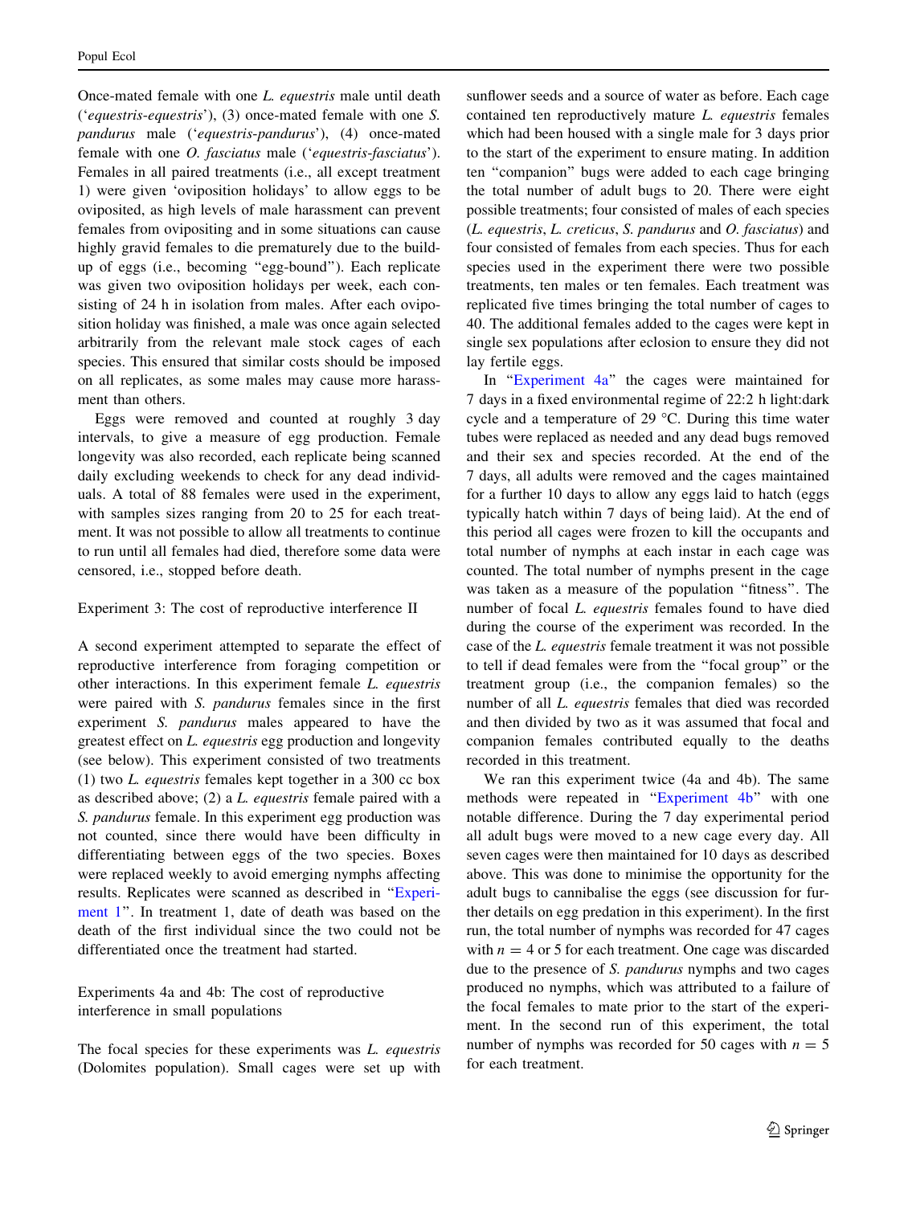Once-mated female with one *L. equestris* male until death ('*equestris-equestris*'), (3) once-mated female with one *S. pandurus* male ('*equestris-pandurus*'), (4) once-mated female with one *O. fasciatus* male ('*equestris-fasciatus*'). Females in all paired treatments (i.e., all except treatment 1) were given 'oviposition holidays' to allow eggs to be oviposited, as high levels of male harassment can prevent females from ovipositing and in some situations can cause highly gravid females to die prematurely due to the build-up of eggs (i.e., becoming "egg-bound"). Each replicate was given two oviposition holidays per week, each consisting of 24 h in isolation from males. After each oviposition holiday was finished, a male was once again selected arbitrarily from the relevant male stock cages of each species. This ensured that similar costs should be imposed on all replicates, as some males may cause more harassment than others.

Eggs were removed and counted at roughly 3 day intervals, to give a measure of egg production. Female longevity was also recorded, each replicate being scanned daily excluding weekends to check for any dead individuals. A total of 88 females were used in the experiment, with samples sizes ranging from 20 to 25 for each treatment. It was not possible to allow all treatments to continue to run until all females had died, therefore some data were censored, i.e., stopped before death.

### Experiment 3: The cost of reproductive interference II

A second experiment attempted to separate the effect of reproductive interference from foraging competition or other interactions. In this experiment female *L. equestris* were paired with *S. pandurus* females since in the first experiment *S. pandurus* males appeared to have the greatest effect on *L. equestris* egg production and longevity (see below). This experiment consisted of two treatments (1) two *L. equestris* females kept together in a 300 cc box as described above; (2) a *L. equestris* female paired with a *S. pandurus* female. In this experiment egg production was not counted, since there would have been difficulty in differentiating between eggs of the two species. Boxes were replaced weekly to avoid emerging nymphs affecting results. Replicates were scanned as described in "Experiment 1". In treatment 1, date of death was based on the death of the first individual since the two could not be differentiated once the treatment had started.

### Experiments 4a and 4b: The cost of reproductive interference in small populations

The focal species for these experiments was *L. equestris* (Dolomites population). Small cages were set up with sunflower seeds and a source of water as before. Each cage contained ten reproductively mature *L. equestris* females which had been housed with a single male for 3 days prior to the start of the experiment to ensure mating. In addition ten "companion" bugs were added to each cage bringing the total number of adult bugs to 20. There were eight possible treatments; four consisted of males of each species (*L. equestris*, *L. creticus*, *S. pandurus* and *O. fasciatus*) and four consisted of females from each species. Thus for each species used in the experiment there were two possible treatments, ten males or ten females. Each treatment was replicated five times bringing the total number of cages to 40. The additional females added to the cages were kept in single sex populations after eclosion to ensure they did not lay fertile eggs.

In "Experiment 4a" the cages were maintained for 7 days in a fixed environmental regime of 22:2 h light:dark cycle and a temperature of 29 °C. During this time water tubes were replaced as needed and any dead bugs removed and their sex and species recorded. At the end of the 7 days, all adults were removed and the cages maintained for a further 10 days to allow any eggs laid to hatch (eggs typically hatch within 7 days of being laid). At the end of this period all cages were frozen to kill the occupants and total number of nymphs at each instar in each cage was counted. The total number of nymphs present in the cage was taken as a measure of the population "fitness". The number of focal *L. equestris* females found to have died during the course of the experiment was recorded. In the case of the *L. equestris* female treatment it was not possible to tell if dead females were from the "focal group" or the treatment group (i.e., the companion females) so the number of all *L. equestris* females that died was recorded and then divided by two as it was assumed that focal and companion females contributed equally to the deaths recorded in this treatment.

We ran this experiment twice (4a and 4b). The same methods were repeated in "Experiment 4b" with one notable difference. During the 7 day experimental period all adult bugs were moved to a new cage every day. All seven cages were then maintained for 10 days as described above. This was done to minimise the opportunity for the adult bugs to cannibalise the eggs (see discussion for further details on egg predation in this experiment). In the first run, the total number of nymphs was recorded for 47 cages with $n = 4$ or 5 for each treatment. One cage was discarded due to the presence of *S. pandurus* nymphs and two cages produced no nymphs, which was attributed to a failure of the focal females to mate prior to the start of the experiment. In the second run of this experiment, the total number of nymphs was recorded for 50 cages with $n = 5$ for each treatment.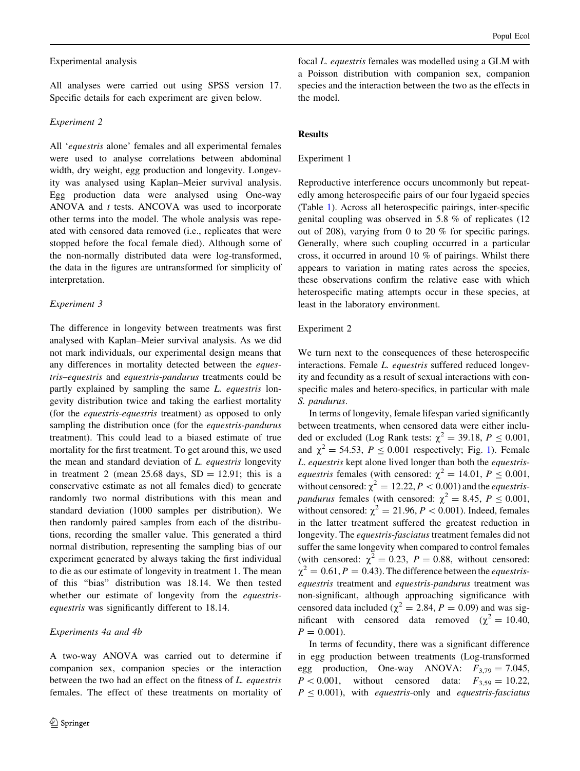Experimental analysis

All analyses were carried out using SPSS version 17. Specific details for each experiment are given below.

*Experiment 2*

All '*equestris* alone' females and all experimental females were used to analyse correlations between abdominal width, dry weight, egg production and longevity. Longevity was analysed using Kaplan–Meier survival analysis. Egg production data were analysed using One-way ANOVA and *t* tests. ANCOVA was used to incorporate other terms into the model. The whole analysis was repeated with censored data removed (i.e., replicates that were stopped before the focal female died). Although some of the non-normally distributed data were log-transformed, the data in the figures are untransformed for simplicity of interpretation.

*Experiment 3*

The difference in longevity between treatments was first analysed with Kaplan–Meier survival analysis. As we did not mark individuals, our experimental design means that any differences in mortality detected between the *equestris–equestris* and *equestris-pandurus* treatments could be partly explained by sampling the same *L. equestris* longevity distribution twice and taking the earliest mortality (for the *equestris-equestris* treatment) as opposed to only sampling the distribution once (for the *equestris-pandurus* treatment). This could lead to a biased estimate of true mortality for the first treatment. To get around this, we used the mean and standard deviation of *L. equestris* longevity in treatment 2 (mean 25.68 days, SD = 12.91; this is a conservative estimate as not all females died) to generate randomly two normal distributions with this mean and standard deviation (1000 samples per distribution). We then randomly paired samples from each of the distributions, recording the smaller value. This generated a third normal distribution, representing the sampling bias of our experiment generated by always taking the first individual to die as our estimate of longevity in treatment 1. The mean of this "bias" distribution was 18.14. We then tested whether our estimate of longevity from the *equestris-equestris* was significantly different to 18.14.

*Experiments 4a and 4b*

A two-way ANOVA was carried out to determine if companion sex, companion species or the interaction between the two had an effect on the fitness of *L. equestris* females. The effect of these treatments on mortality of focal *L. equestris* females was modelled using a GLM with a Poisson distribution with companion sex, companion species and the interaction between the two as the effects in the model.

## Results

Experiment 1

Reproductive interference occurs uncommonly but repeatedly among heterospecific pairs of our four lygaeid species (Table 1). Across all heterospecific pairings, inter-specific genital coupling was observed in 5.8 % of replicates (12 out of 208), varying from 0 to 20 % for specific parings. Generally, where such coupling occurred in a particular cross, it occurred in around 10 % of pairings. Whilst there appears to variation in mating rates across the species, these observations confirm the relative ease with which heterospecific mating attempts occur in these species, at least in the laboratory environment.

Experiment 2

We turn next to the consequences of these heterospecific interactions. Female *L. equestris* suffered reduced longevity and fecundity as a result of sexual interactions with conspecific males and hetero-specifics, in particular with male *S. pandurus*.

In terms of longevity, female lifespan varied significantly between treatments, when censored data were either included or excluded (Log Rank tests: $\chi^2 = 39.18$, $P \leq 0.001$, and $\chi^2 = 54.53$, $P \leq 0.001$ respectively; Fig. 1). Female *L. equestris* kept alone lived longer than both the *equestris-equestris* females (with censored: $\chi^2 = 14.01$, $P \leq 0.001$, without censored: $\chi^2 = 12.22$, $P < 0.001$) and the *equestris-pandurus* females (with censored: $\chi^2 = 8.45$, $P \leq 0.001$, without censored: $\chi^2 = 21.96$, $P < 0.001$). Indeed, females in the latter treatment suffered the greatest reduction in longevity. The *equestris-fasciatus* treatment females did not suffer the same longevity when compared to control females (with censored: $\chi^2 = 0.23$, $P = 0.88$, without censored: $\chi^2 = 0.61$, $P = 0.43$). The difference between the *equestris-equestris* treatment and *equestris-pandurus* treatment was non-significant, although approaching significance with censored data included ($\chi^2 = 2.84$, $P = 0.09$) and was significant with censored data removed ($\chi^2 = 10.40$, $P = 0.001$).

In terms of fecundity, there was a significant difference in egg production between treatments (Log-transformed egg production, One-way ANOVA: $F_{3,79} = 7.045$, $P < 0.001$, without censored data: $F_{3,59} = 10.22$, $P \leq 0.001$), with *equestris*-only and *equestris-fasciatus*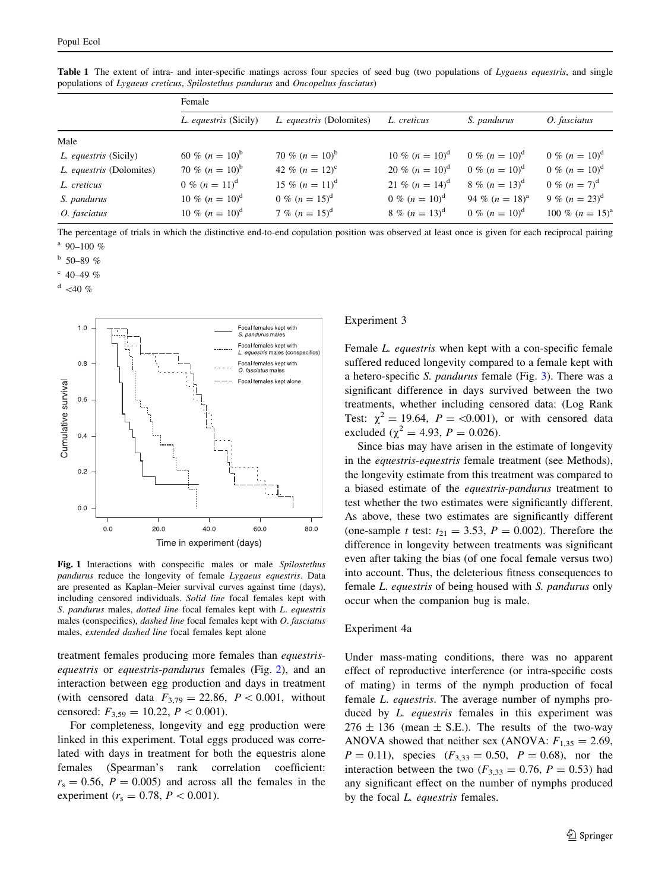**Table 1** The extent of intra- and inter-specific matings across four species of seed bug (two populations of *Lygaeus equestris*, and single populations of *Lygaeus creticus*, *Spilostethus pandurus* and *Oncopeltus fasciatus*)

| | Female | | | | |
|---|---|---|---|---|---|
| | *L. equestris* (Sicily) | *L. equestris* (Dolomites) | *L. creticus* | *S. pandurus* | *O. fasciatus* |
| Male | | | | | |
| *L. equestris* (Sicily) | 60 % ($n = 10$)[b] | 70 % ($n = 10$)[b] | 10 % ($n = 10$)[d] | 0 % ($n = 10$)[d] | 0 % ($n = 10$)[d] |
| *L. equestris* (Dolomites) | 70 % ($n = 10$)[b] | 42 % ($n = 12$)[c] | 20 % ($n = 10$)[d] | 0 % ($n = 10$)[d] | 0 % ($n = 10$)[d] |
| *L. creticus* | 0 % ($n = 11$)[d] | 15 % ($n = 11$)[d] | 21 % ($n = 14$)[d] | 8 % ($n = 13$)[d] | 0 % ($n = 7$)[d] |
| *S. pandurus* | 10 % ($n = 10$)[d] | 0 % ($n = 15$)[d] | 0 % ($n = 10$)[d] | 94 % ($n = 18$)[a] | 9 % ($n = 23$)[d] |
| *O. fasciatus* | 10 % ($n = 10$)[d] | 7 % ($n = 15$)[d] | 8 % ($n = 13$)[d] | 0 % ($n = 10$)[d] | 100 % ($n = 15$)[a] |

The percentage of trials in which the distinctive end-to-end copulation position was observed at least once is given for each reciprocal pairing

[a] 90–100 %

[b] 50–89 %

[c] 40–49 %

[d] <40 %

**Fig. 1** Interactions with conspecific males or male *Spilostethus pandurus* reduce the longevity of female *Lygaeus equestris*. Data are presented as Kaplan–Meier survival curves against time (days), including censored individuals. *Solid line* focal females kept with *S. pandurus* males, *dotted line* focal females kept with *L. equestris* males (conspecifics), *dashed line* focal females kept with *O. fasciatus* males, *extended dashed line* focal females kept alone

treatment females producing more females than *equestris-equestris* or *equestris-pandurus* females (Fig. 2), and an interaction between egg production and days in treatment (with censored data $F_{3,79} = 22.86$, $P < 0.001$, without censored: $F_{3,59} = 10.22$, $P < 0.001$).

For completeness, longevity and egg production were linked in this experiment. Total eggs produced was correlated with days in treatment for both the equestris alone females (Spearman's rank correlation coefficient: $r_s = 0.56$, $P = 0.005$) and across all the females in the experiment ($r_s = 0.78$, $P < 0.001$).

### Experiment 3

Female *L. equestris* when kept with a con-specific female suffered reduced longevity compared to a female kept with a hetero-specific *S. pandurus* female (Fig. 3). There was a significant difference in days survived between the two treatments, whether including censored data: (Log Rank Test: $\chi^2 = 19.64$, $P = <0.001$), or with censored data excluded ($\chi^2 = 4.93$, $P = 0.026$).

Since bias may have arisen in the estimate of longevity in the *equestris-equestris* female treatment (see Methods), the longevity estimate from this treatment was compared to a biased estimate of the *equestris-pandurus* treatment to test whether the two estimates were significantly different. As above, these two estimates are significantly different (one-sample *t* test: $t_{21} = 3.53$, $P = 0.002$). Therefore the difference in longevity between treatments was significant even after taking the bias (of one focal female versus two) into account. Thus, the deleterious fitness consequences to female *L. equestris* of being housed with *S. pandurus* only occur when the companion bug is male.

### Experiment 4a

Under mass-mating conditions, there was no apparent effect of reproductive interference (or intra-specific costs of mating) in terms of the nymph production of focal female *L. equestris*. The average number of nymphs produced by *L. equestris* females in this experiment was $276 \pm 136$ (mean ± S.E.). The results of the two-way ANOVA showed that neither sex (ANOVA: $F_{1,35} = 2.69$, $P = 0.11$), species ($F_{3,33} = 0.50$, $P = 0.68$), nor the interaction between the two ($F_{3,33} = 0.76$, $P = 0.53$) had any significant effect on the number of nymphs produced by the focal *L. equestris* females.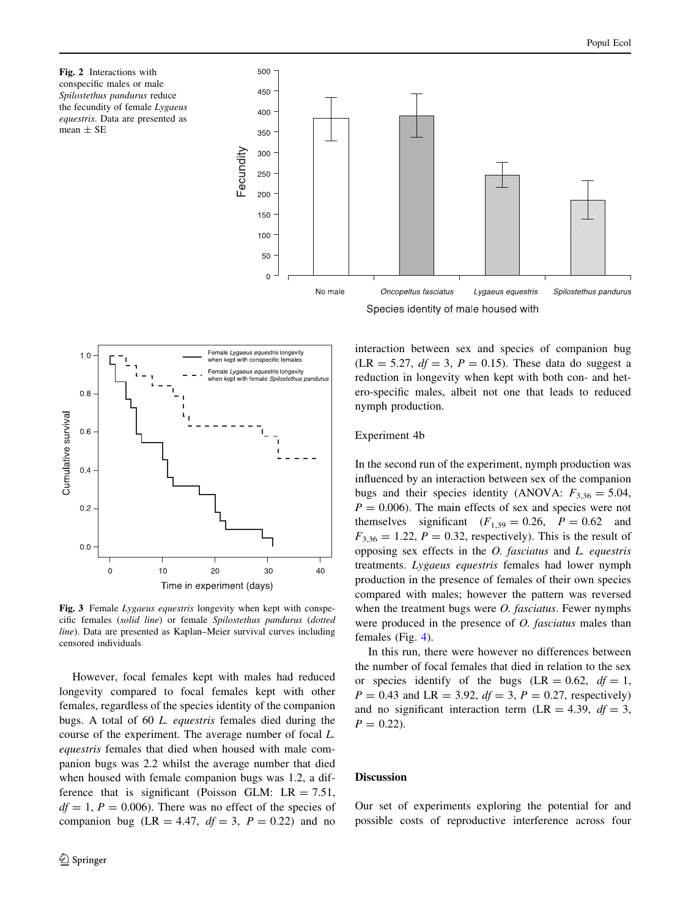Fig. 2 Interactions with conspecific males or male *Spilostethus pandurus* reduce the fecundity of female *Lygaeus equestris*. Data are presented as mean ± SE

Fig. 3 Female *Lygaeus equestris* longevity when kept with conspecific females (*solid line*) or female *Spilostethus pandurus* (*dotted line*). Data are presented as Kaplan–Meier survival curves including censored individuals

However, focal females kept with males had reduced longevity compared to focal females kept with other females, regardless of the species identity of the companion bugs. A total of 60 *L. equestris* females died during the course of the experiment. The average number of focal *L. equestris* females that died when housed with male companion bugs was 2.2 whilst the average number that died when housed with female companion bugs was 1.2, a difference that is significant (Poisson GLM: LR = 7.51, $df = 1$, $P = 0.006$). There was no effect of the species of companion bug (LR = 4.47, $df = 3$, $P = 0.22$) and no interaction between sex and species of companion bug (LR = 5.27, $df = 3$, $P = 0.15$). These data do suggest a reduction in longevity when kept with both con- and hetero-specific males, albeit not one that leads to reduced nymph production.

Experiment 4b

In the second run of the experiment, nymph production was influenced by an interaction between sex of the companion bugs and their species identity (ANOVA: $F_{3,36} = 5.04$, $P = 0.006$). The main effects of sex and species were not themselves significant ($F_{1,39} = 0.26$, $P = 0.62$ and $F_{3,36} = 1.22$, $P = 0.32$, respectively). This is the result of opposing sex effects in the *O. fasciatus* and *L. equestris* treatments. *Lygaeus equestris* females had lower nymph production in the presence of females of their own species compared with males; however the pattern was reversed when the treatment bugs were *O. fasciatus*. Fewer nymphs were produced in the presence of *O. fasciatus* males than females (Fig. 4).

In this run, there were however no differences between the number of focal females that died in relation to the sex or species identify of the bugs (LR = 0.62, $df = 1$, $P = 0.43$ and LR = 3.92, $df = 3$, $P = 0.27$, respectively) and no significant interaction term (LR = 4.39, $df = 3$, $P = 0.22$).

## Discussion

Our set of experiments exploring the potential for and possible costs of reproductive interference across four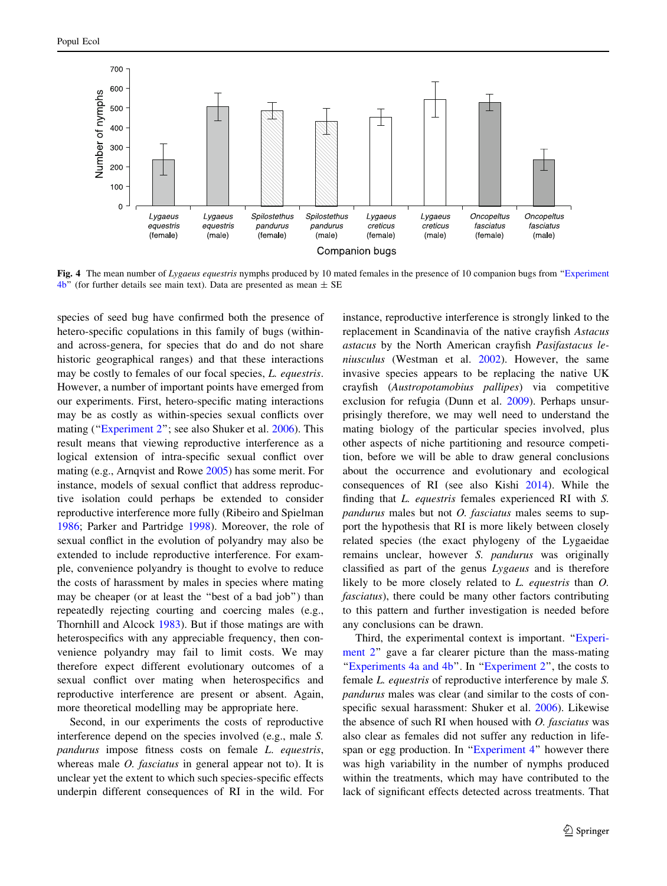700
600
500
400
300
200
100
0

Number of nymphs

*Lygaeus equestris* (female)
*Lygaeus equestris* (male)
*Spilostethus pandurus* (female)
*Spilostethus pandurus* (male)
*Lygaeus creticus* (female)
*Lygaeus creticus* (male)
*Oncopeltus fasciatus* (female)
*Oncopeltus fasciatus* (male)

Companion bugs

**Fig. 4** The mean number of *Lygaeus equestris* nymphs produced by 10 mated females in the presence of 10 companion bugs from "Experiment 4b" (for further details see main text). Data are presented as mean ± SE

species of seed bug have confirmed both the presence of hetero-specific copulations in this family of bugs (within- and across-genera, for species that do and do not share historic geographical ranges) and that these interactions may be costly to females of our focal species, *L. equestris*. However, a number of important points have emerged from our experiments. First, hetero-specific mating interactions may be as costly as within-species sexual conflicts over mating ("Experiment 2"; see also Shuker et al. 2006). This result means that viewing reproductive interference as a logical extension of intra-specific sexual conflict over mating (e.g., Arnqvist and Rowe 2005) has some merit. For instance, models of sexual conflict that address reproductive isolation could perhaps be extended to consider reproductive interference more fully (Ribeiro and Spielman 1986; Parker and Partridge 1998). Moreover, the role of sexual conflict in the evolution of polyandry may also be extended to include reproductive interference. For example, convenience polyandry is thought to evolve to reduce the costs of harassment by males in species where mating may be cheaper (or at least the "best of a bad job") than repeatedly rejecting courting and coercing males (e.g., Thornhill and Alcock 1983). But if those matings are with heterospecifics with any appreciable frequency, then convenience polyandry may fail to limit costs. We may therefore expect different evolutionary outcomes of a sexual conflict over mating when heterospecifics and reproductive interference are present or absent. Again, more theoretical modelling may be appropriate here.

Second, in our experiments the costs of reproductive interference depend on the species involved (e.g., male *S. pandurus* impose fitness costs on female *L. equestris*, whereas male *O. fasciatus* in general appear not to). It is unclear yet the extent to which such species-specific effects underpin different consequences of RI in the wild. For instance, reproductive interference is strongly linked to the replacement in Scandinavia of the native crayfish *Astacus astacus* by the North American crayfish *Pasifastacus leniusculus* (Westman et al. 2002). However, the same invasive species appears to be replacing the native UK crayfish (*Austropotamobius pallipes*) via competitive exclusion for refugia (Dunn et al. 2009). Perhaps unsurprisingly therefore, we may well need to understand the mating biology of the particular species involved, plus other aspects of niche partitioning and resource competition, before we will be able to draw general conclusions about the occurrence and evolutionary and ecological consequences of RI (see also Kishi 2014). While the finding that *L. equestris* females experienced RI with *S. pandurus* males but not *O. fasciatus* males seems to support the hypothesis that RI is more likely between closely related species (the exact phylogeny of the Lygaeidae remains unclear, however *S. pandurus* was originally classified as part of the genus *Lygaeus* and is therefore likely to be more closely related to *L. equestris* than *O. fasciatus*), there could be many other factors contributing to this pattern and further investigation is needed before any conclusions can be drawn.

Third, the experimental context is important. "Experiment 2" gave a far clearer picture than the mass-mating "Experiments 4a and 4b". In "Experiment 2", the costs to female *L. equestris* of reproductive interference by male *S. pandurus* males was clear (and similar to the costs of conspecific sexual harassment: Shuker et al. 2006). Likewise the absence of such RI when housed with *O. fasciatus* was also clear as females did not suffer any reduction in lifespan or egg production. In "Experiment 4" however there was high variability in the number of nymphs produced within the treatments, which may have contributed to the lack of significant effects detected across treatments. That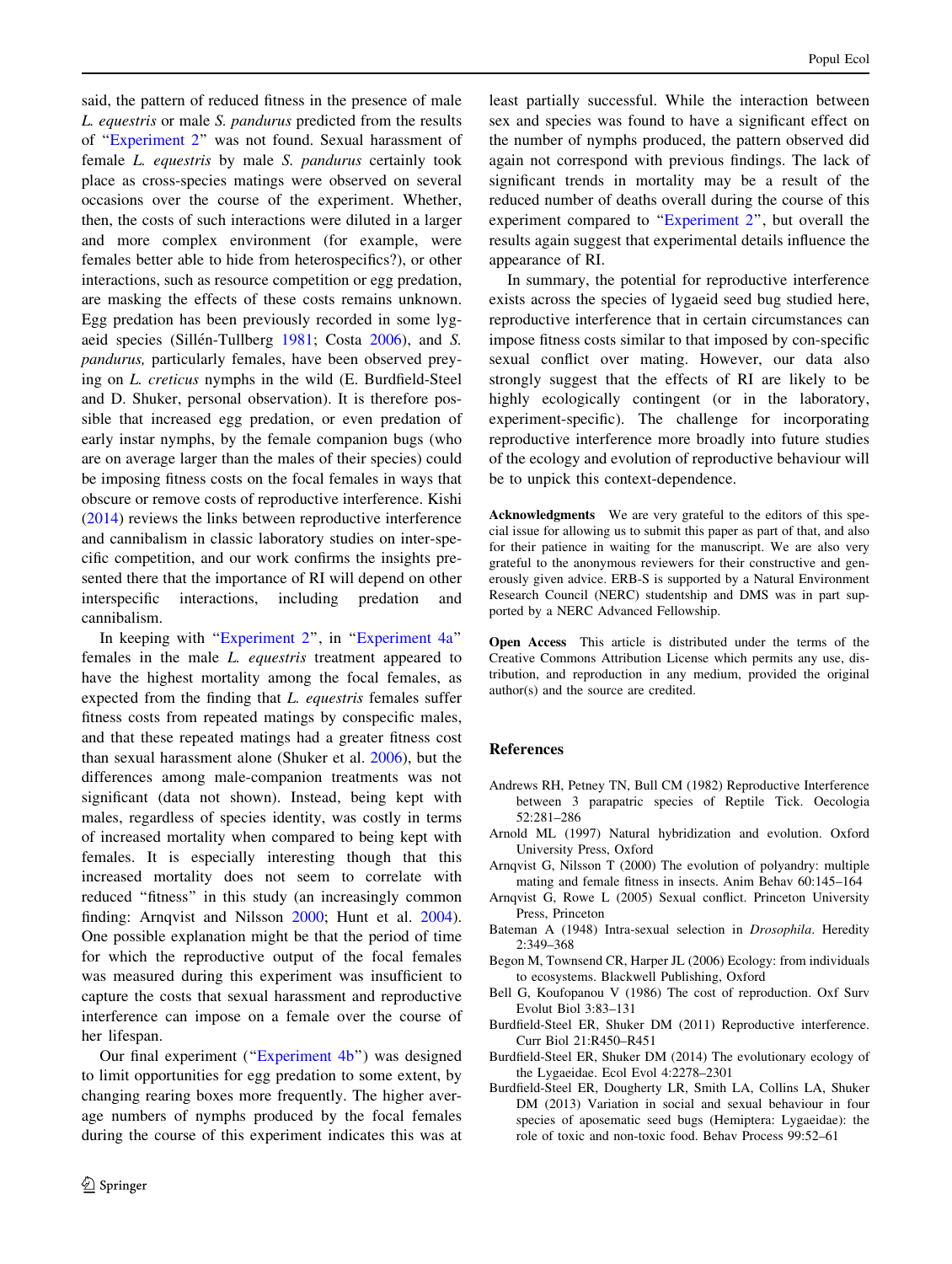said, the pattern of reduced fitness in the presence of male *L. equestris* or male *S. pandurus* predicted from the results of "Experiment 2" was not found. Sexual harassment of female *L. equestris* by male *S. pandurus* certainly took place as cross-species matings were observed on several occasions over the course of the experiment. Whether, then, the costs of such interactions were diluted in a larger and more complex environment (for example, were females better able to hide from heterospecifics?), or other interactions, such as resource competition or egg predation, are masking the effects of these costs remains unknown. Egg predation has been previously recorded in some lygaeid species (Sillén-Tullberg 1981; Costa 2006), and *S. pandurus,* particularly females, have been observed preying on *L. creticus* nymphs in the wild (E. Burdfield-Steel and D. Shuker, personal observation). It is therefore possible that increased egg predation, or even predation of early instar nymphs, by the female companion bugs (who are on average larger than the males of their species) could be imposing fitness costs on the focal females in ways that obscure or remove costs of reproductive interference. Kishi (2014) reviews the links between reproductive interference and cannibalism in classic laboratory studies on inter-specific competition, and our work confirms the insights presented there that the importance of RI will depend on other interspecific interactions, including predation and cannibalism.

In keeping with "Experiment 2", in "Experiment 4a" females in the male *L. equestris* treatment appeared to have the highest mortality among the focal females, as expected from the finding that *L. equestris* females suffer fitness costs from repeated matings by conspecific males, and that these repeated matings had a greater fitness cost than sexual harassment alone (Shuker et al. 2006), but the differences among male-companion treatments was not significant (data not shown). Instead, being kept with males, regardless of species identity, was costly in terms of increased mortality when compared to being kept with females. It is especially interesting though that this increased mortality does not seem to correlate with reduced "fitness" in this study (an increasingly common finding: Arnqvist and Nilsson 2000; Hunt et al. 2004). One possible explanation might be that the period of time for which the reproductive output of the focal females was measured during this experiment was insufficient to capture the costs that sexual harassment and reproductive interference can impose on a female over the course of her lifespan.

Our final experiment ("Experiment 4b") was designed to limit opportunities for egg predation to some extent, by changing rearing boxes more frequently. The higher average numbers of nymphs produced by the focal females during the course of this experiment indicates this was at least partially successful. While the interaction between sex and species was found to have a significant effect on the number of nymphs produced, the pattern observed did again not correspond with previous findings. The lack of significant trends in mortality may be a result of the reduced number of deaths overall during the course of this experiment compared to "Experiment 2", but overall the results again suggest that experimental details influence the appearance of RI.

In summary, the potential for reproductive interference exists across the species of lygaeid seed bug studied here, reproductive interference that in certain circumstances can impose fitness costs similar to that imposed by con-specific sexual conflict over mating. However, our data also strongly suggest that the effects of RI are likely to be highly ecologically contingent (or in the laboratory, experiment-specific). The challenge for incorporating reproductive interference more broadly into future studies of the ecology and evolution of reproductive behaviour will be to unpick this context-dependence.

**Acknowledgments** We are very grateful to the editors of this special issue for allowing us to submit this paper as part of that, and also for their patience in waiting for the manuscript. We are also very grateful to the anonymous reviewers for their constructive and generously given advice. ERB-S is supported by a Natural Environment Research Council (NERC) studentship and DMS was in part supported by a NERC Advanced Fellowship.

**Open Access** This article is distributed under the terms of the Creative Commons Attribution License which permits any use, distribution, and reproduction in any medium, provided the original author(s) and the source are credited.

## References

Andrews RH, Petney TN, Bull CM (1982) Reproductive Interference between 3 parapatric species of Reptile Tick. Oecologia 52:281–286

Arnold ML (1997) Natural hybridization and evolution. Oxford University Press, Oxford

Arnqvist G, Nilsson T (2000) The evolution of polyandry: multiple mating and female fitness in insects. Anim Behav 60:145–164

Arnqvist G, Rowe L (2005) Sexual conflict. Princeton University Press, Princeton

Bateman A (1948) Intra-sexual selection in *Drosophila*. Heredity 2:349–368

Begon M, Townsend CR, Harper JL (2006) Ecology: from individuals to ecosystems. Blackwell Publishing, Oxford

Bell G, Koufopanou V (1986) The cost of reproduction. Oxf Surv Evolut Biol 3:83–131

Burdfield-Steel ER, Shuker DM (2011) Reproductive interference. Curr Biol 21:R450–R451

Burdfield-Steel ER, Shuker DM (2014) The evolutionary ecology of the Lygaeidae. Ecol Evol 4:2278–2301

Burdfield-Steel ER, Dougherty LR, Smith LA, Collins LA, Shuker DM (2013) Variation in social and sexual behaviour in four species of aposematic seed bugs (Hemiptera: Lygaeidae): the role of toxic and non-toxic food. Behav Process 99:52–61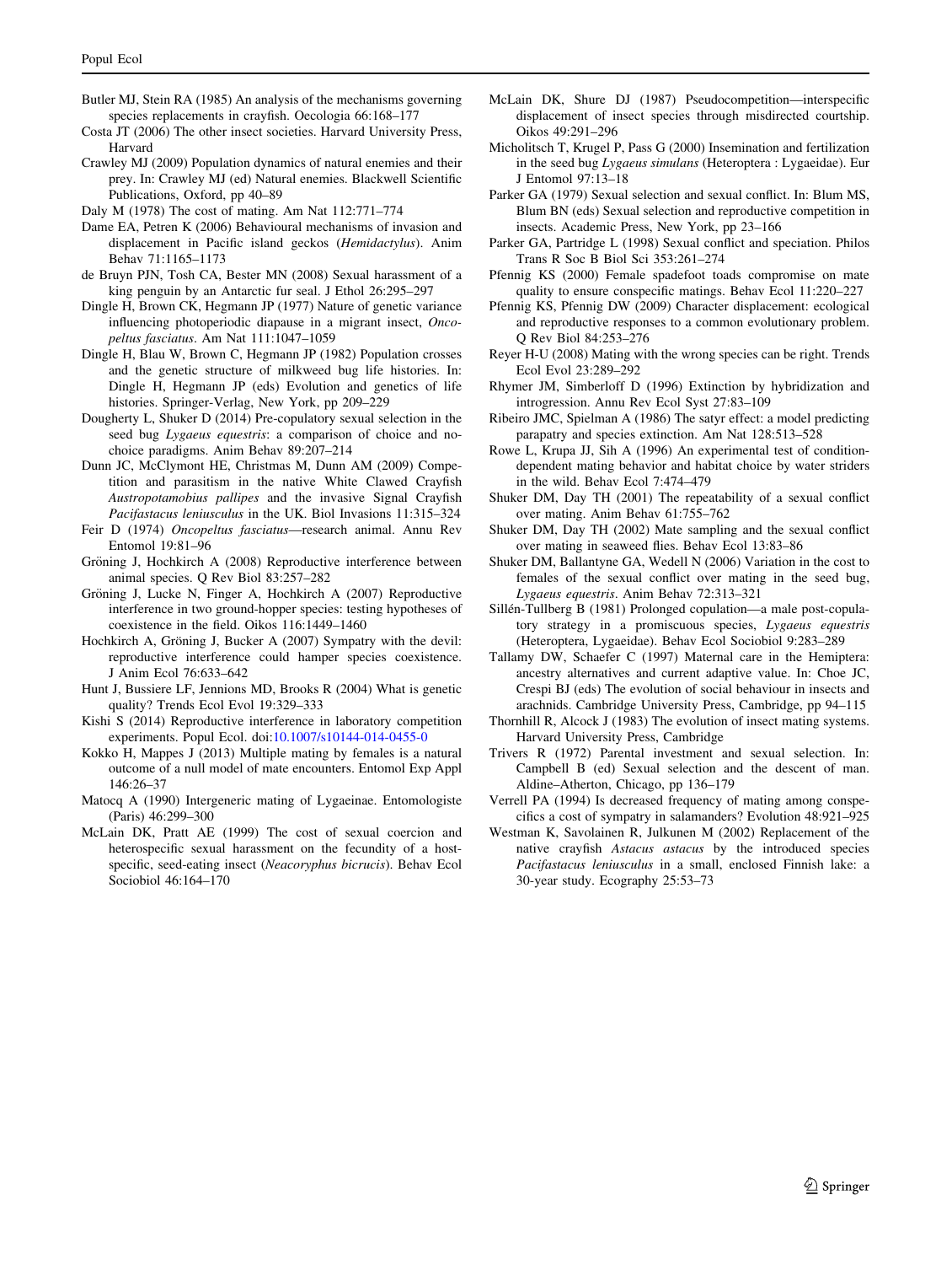Butler MJ, Stein RA (1985) An analysis of the mechanisms governing species replacements in crayfish. Oecologia 66:168–177

Costa JT (2006) The other insect societies. Harvard University Press, Harvard

Crawley MJ (2009) Population dynamics of natural enemies and their prey. In: Crawley MJ (ed) Natural enemies. Blackwell Scientific Publications, Oxford, pp 40–89

Daly M (1978) The cost of mating. Am Nat 112:771–774

Dame EA, Petren K (2006) Behavioural mechanisms of invasion and displacement in Pacific island geckos (*Hemidactylus*). Anim Behav 71:1165–1173

de Bruyn PJN, Tosh CA, Bester MN (2008) Sexual harassment of a king penguin by an Antarctic fur seal. J Ethol 26:295–297

Dingle H, Brown CK, Hegmann JP (1977) Nature of genetic variance influencing photoperiodic diapause in a migrant insect, *Oncopeltus fasciatus*. Am Nat 111:1047–1059

Dingle H, Blau W, Brown C, Hegmann JP (1982) Population crosses and the genetic structure of milkweed bug life histories. In: Dingle H, Hegmann JP (eds) Evolution and genetics of life histories. Springer-Verlag, New York, pp 209–229

Dougherty L, Shuker D (2014) Pre-copulatory sexual selection in the seed bug *Lygaeus equestris*: a comparison of choice and no-choice paradigms. Anim Behav 89:207–214

Dunn JC, McClymont HE, Christmas M, Dunn AM (2009) Competition and parasitism in the native White Clawed Crayfish *Austropotamobius pallipes* and the invasive Signal Crayfish *Pacifastacus leniusculus* in the UK. Biol Invasions 11:315–324

Feir D (1974) *Oncopeltus fasciatus*—research animal. Annu Rev Entomol 19:81–96

Gröning J, Hochkirch A (2008) Reproductive interference between animal species. Q Rev Biol 83:257–282

Gröning J, Lucke N, Finger A, Hochkirch A (2007) Reproductive interference in two ground-hopper species: testing hypotheses of coexistence in the field. Oikos 116:1449–1460

Hochkirch A, Gröning J, Bucker A (2007) Sympatry with the devil: reproductive interference could hamper species coexistence. J Anim Ecol 76:633–642

Hunt J, Bussiere LF, Jennions MD, Brooks R (2004) What is genetic quality? Trends Ecol Evol 19:329–333

Kishi S (2014) Reproductive interference in laboratory competition experiments. Popul Ecol. doi:10.1007/s10144-014-0455-0

Kokko H, Mappes J (2013) Multiple mating by females is a natural outcome of a null model of mate encounters. Entomol Exp Appl 146:26–37

Matocq A (1990) Intergeneric mating of Lygaeinae. Entomologiste (Paris) 46:299–300

McLain DK, Pratt AE (1999) The cost of sexual coercion and heterospecific sexual harassment on the fecundity of a host-specific, seed-eating insect (*Neacoryphus bicrucis*). Behav Ecol Sociobiol 46:164–170

McLain DK, Shure DJ (1987) Pseudocompetition—interspecific displacement of insect species through misdirected courtship. Oikos 49:291–296

Micholitsch T, Krugel P, Pass G (2000) Insemination and fertilization in the seed bug *Lygaeus simulans* (Heteroptera : Lygaeidae). Eur J Entomol 97:13–18

Parker GA (1979) Sexual selection and sexual conflict. In: Blum MS, Blum BN (eds) Sexual selection and reproductive competition in insects. Academic Press, New York, pp 23–166

Parker GA, Partridge L (1998) Sexual conflict and speciation. Philos Trans R Soc B Biol Sci 353:261–274

Pfennig KS (2000) Female spadefoot toads compromise on mate quality to ensure conspecific matings. Behav Ecol 11:220–227

Pfennig KS, Pfennig DW (2009) Character displacement: ecological and reproductive responses to a common evolutionary problem. Q Rev Biol 84:253–276

Reyer H-U (2008) Mating with the wrong species can be right. Trends Ecol Evol 23:289–292

Rhymer JM, Simberloff D (1996) Extinction by hybridization and introgression. Annu Rev Ecol Syst 27:83–109

Ribeiro JMC, Spielman A (1986) The satyr effect: a model predicting parapatry and species extinction. Am Nat 128:513–528

Rowe L, Krupa JJ, Sih A (1996) An experimental test of condition-dependent mating behavior and habitat choice by water striders in the wild. Behav Ecol 7:474–479

Shuker DM, Day TH (2001) The repeatability of a sexual conflict over mating. Anim Behav 61:755–762

Shuker DM, Day TH (2002) Mate sampling and the sexual conflict over mating in seaweed flies. Behav Ecol 13:83–86

Shuker DM, Ballantyne GA, Wedell N (2006) Variation in the cost to females of the sexual conflict over mating in the seed bug, *Lygaeus equestris*. Anim Behav 72:313–321

Sillén-Tullberg B (1981) Prolonged copulation—a male post-copulatory strategy in a promiscuous species, *Lygaeus equestris* (Heteroptera, Lygaeidae). Behav Ecol Sociobiol 9:283–289

Tallamy DW, Schaefer C (1997) Maternal care in the Hemiptera: ancestry alternatives and current adaptive value. In: Choe JC, Crespi BJ (eds) The evolution of social behaviour in insects and arachnids. Cambridge University Press, Cambridge, pp 94–115

Thornhill R, Alcock J (1983) The evolution of insect mating systems. Harvard University Press, Cambridge

Trivers R (1972) Parental investment and sexual selection. In: Campbell B (ed) Sexual selection and the descent of man. Aldine–Atherton, Chicago, pp 136–179

Verrell PA (1994) Is decreased frequency of mating among conspecifics a cost of sympatry in salamanders? Evolution 48:921–925

Westman K, Savolainen R, Julkunen M (2002) Replacement of the native crayfish *Astacus astacus* by the introduced species *Pacifastacus leniusculus* in a small, enclosed Finnish lake: a 30-year study. Ecography 25:53–73